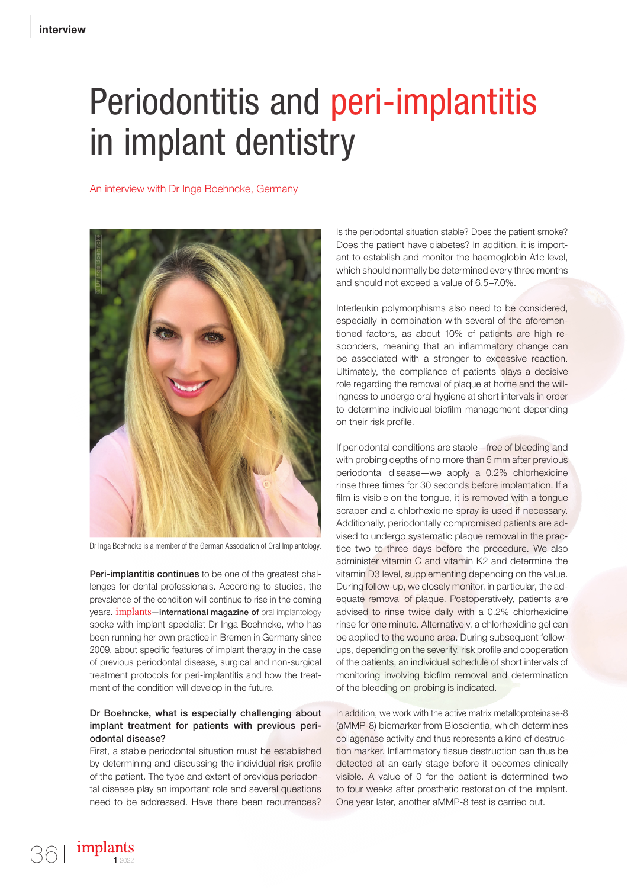# Periodontitis and peri-implantitis in implant dentistry

An interview with Dr Inga Boehncke, Germany

Dr Inga Boehncke is a member of the German Association of Oral Implantology.

**Peri-implantitis continues** to be one of the greatest challenges for dental professionals. According to studies, the prevalence of the condition will continue to rise in the coming years. implants—**international magazine of** oral implantology spoke with implant specialist Dr Inga Boehncke, who has been running her own practice in Bremen in Germany since 2009, about specific features of implant therapy in the case of previous periodontal disease, surgical and non-surgical treatment protocols for peri-implantitis and how the treatment of the condition will develop in the future.

**Dr Boehncke, what is especially challenging about implant treatment for patients with previous periodontal disease?**

First, a stable periodontal situation must be established by determining and discussing the individual risk profile of the patient. The type and extent of previous periodontal disease play an important role and several questions need to be addressed. Have there been recurrences? Is the periodontal situation stable? Does the patient smoke? Does the patient have diabetes? In addition, it is important to establish and monitor the haemoglobin A1c level, which should normally be determined every three months and should not exceed a value of 6.5–7.0%.

Interleukin polymorphisms also need to be considered, especially in combination with several of the aforementioned factors, as about 10% of patients are high responders, meaning that an inflammatory change can be associated with a stronger to excessive reaction. Ultimately, the compliance of patients plays a decisive role regarding the removal of plaque at home and the willingness to undergo oral hygiene at short intervals in order to determine individual biofilm management depending on their risk profile.

If periodontal conditions are stable—free of bleeding and with probing depths of no more than 5 mm after previous periodontal disease—we apply a 0.2% chlorhexidine rinse three times for 30 seconds before implantation. If a film is visible on the tongue, it is removed with a tongue scraper and a chlorhexidine spray is used if necessary. Additionally, periodontally compromised patients are advised to undergo systematic plaque removal in the practice two to three days before the procedure. We also administer vitamin C and vitamin K2 and determine the vitamin D3 level, supplementing depending on the value. During follow-up, we closely monitor, in particular, the adequate removal of plaque. Postoperatively, patients are advised to rinse twice daily with a 0.2% chlorhexidine rinse for one minute. Alternatively, a chlorhexidine gel can be applied to the wound area. During subsequent follow-ups, depending on the severity, risk profile and cooperation of the patients, an individual schedule of short intervals of monitoring involving biofilm removal and determination of the bleeding on probing is indicated.

In addition, we work with the active matrix metalloproteinase-8 (aMMP-8) biomarker from Bioscientia, which determines collagenase activity and thus represents a kind of destruction marker. Inflammatory tissue destruction can thus be detected at an early stage before it becomes clinically visible. A value of 0 for the patient is determined two to four weeks after prosthetic restoration of the implant. One year later, another aMMP-8 test is carried out.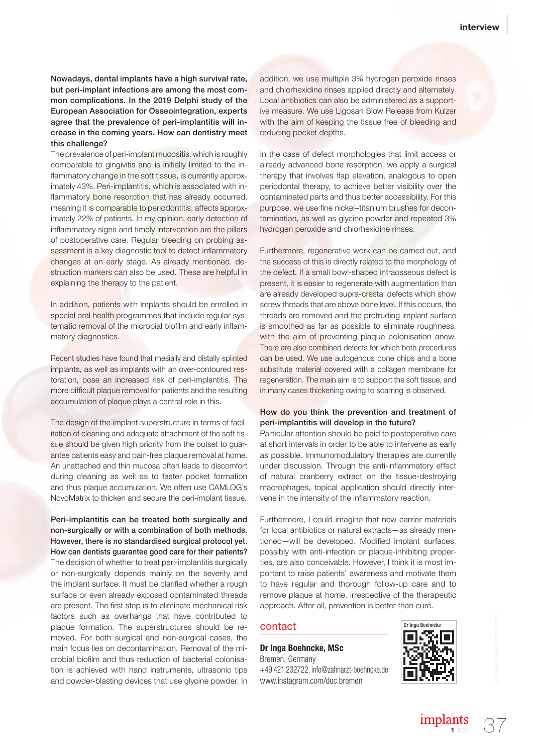**Nowadays, dental implants have a high survival rate, but peri-implant infections are among the most common complications. In the 2019 Delphi study of the European Association for Osseointegration, experts agree that the prevalence of peri-implantitis will increase in the coming years. How can dentistry meet this challenge?**

The prevalence of peri-implant mucositis, which is roughly comparable to gingivitis and is initially limited to the inflammatory change in the soft tissue, is currently approximately 43%. Peri-implantitis, which is associated with inflammatory bone resorption that has already occurred, meaning it is comparable to periodontitis, affects approximately 22% of patients. In my opinion, early detection of inflammatory signs and timely intervention are the pillars of postoperative care. Regular bleeding on probing assessment is a key diagnostic tool to detect inflammatory changes at an early stage. As already mentioned, destruction markers can also be used. These are helpful in explaining the therapy to the patient.

In addition, patients with implants should be enrolled in special oral health programmes that include regular systematic removal of the microbial biofilm and early inflammatory diagnostics.

Recent studies have found that mesially and distally splinted implants, as well as implants with an over-contoured restoration, pose an increased risk of peri-implantitis. The more difficult plaque removal for patients and the resulting accumulation of plaque plays a central role in this.

The design of the implant superstructure in terms of facilitation of cleaning and adequate attachment of the soft tissue should be given high priority from the outset to guarantee patients easy and pain-free plaque removal at home. An unattached and thin mucosa often leads to discomfort during cleaning as well as to faster pocket formation and thus plaque accumulation. We often use CAMLOG's NovoMatrix to thicken and secure the peri-implant tissue.

**Peri-implantitis can be treated both surgically and non-surgically or with a combination of both methods. However, there is no standardised surgical protocol yet. How can dentists guarantee good care for their patients?**

The decision of whether to treat peri-implantitis surgically or non-surgically depends mainly on the severity and the implant surface. It must be clarified whether a rough surface or even already exposed contaminated threads are present. The first step is to eliminate mechanical risk factors such as overhangs that have contributed to plaque formation. The superstructures should be removed. For both surgical and non-surgical cases, the main focus lies on decontamination. Removal of the microbial biofilm and thus reduction of bacterial colonisation is achieved with hand instruments, ultrasonic tips and powder-blasting devices that use glycine powder. In addition, we use multiple 3% hydrogen peroxide rinses and chlorhexidine rinses applied directly and alternately. Local antibiotics can also be administered as a supportive measure. We use Ligosan Slow Release from Kulzer with the aim of keeping the tissue free of bleeding and reducing pocket depths.

In the case of defect morphologies that limit access or already advanced bone resorption, we apply a surgical therapy that involves flap elevation, analogous to open periodontal therapy, to achieve better visibility over the contaminated parts and thus better accessibility. For this purpose, we use fine nickel–titanium brushes for decontamination, as well as glycine powder and repeated 3% hydrogen peroxide and chlorhexidine rinses.

Furthermore, regenerative work can be carried out, and the success of this is directly related to the morphology of the defect. If a small bowl-shaped intraosseous defect is present, it is easier to regenerate with augmentation than are already developed supra-crestal defects which show screw threads that are above bone level. If this occurs, the threads are removed and the protruding implant surface is smoothed as far as possible to eliminate roughness, with the aim of preventing plaque colonisation anew. There are also combined defects for which both procedures can be used. We use autogenous bone chips and a bone substitute material covered with a collagen membrane for regeneration. The main aim is to support the soft tissue, and in many cases thickening owing to scarring is observed.

**How do you think the prevention and treatment of peri-implantitis will develop in the future?**

Particular attention should be paid to postoperative care at short intervals in order to be able to intervene as early as possible. Immunomodulatory therapies are currently under discussion. Through the anti-inflammatory effect of natural cranberry extract on the tissue-destroying macrophages, topical application should directly intervene in the intensity of the inflammatory reaction.

Furthermore, I could imagine that new carrier materials for local antibiotics or natural extracts—as already mentioned—will be developed. Modified implant surfaces, possibly with anti-infection or plaque-inhibiting properties, are also conceivable. However, I think it is most important to raise patients' awareness and motivate them to have regular and thorough follow-up care and to remove plaque at home, irrespective of the therapeutic approach. After all, prevention is better than cure.

## contact

**Dr Inga Boehncke, MSc**
Bremen, Germany
+49 421 232722, info@zahnarzt-boehncke.de
www.instagram.com/doc.bremen